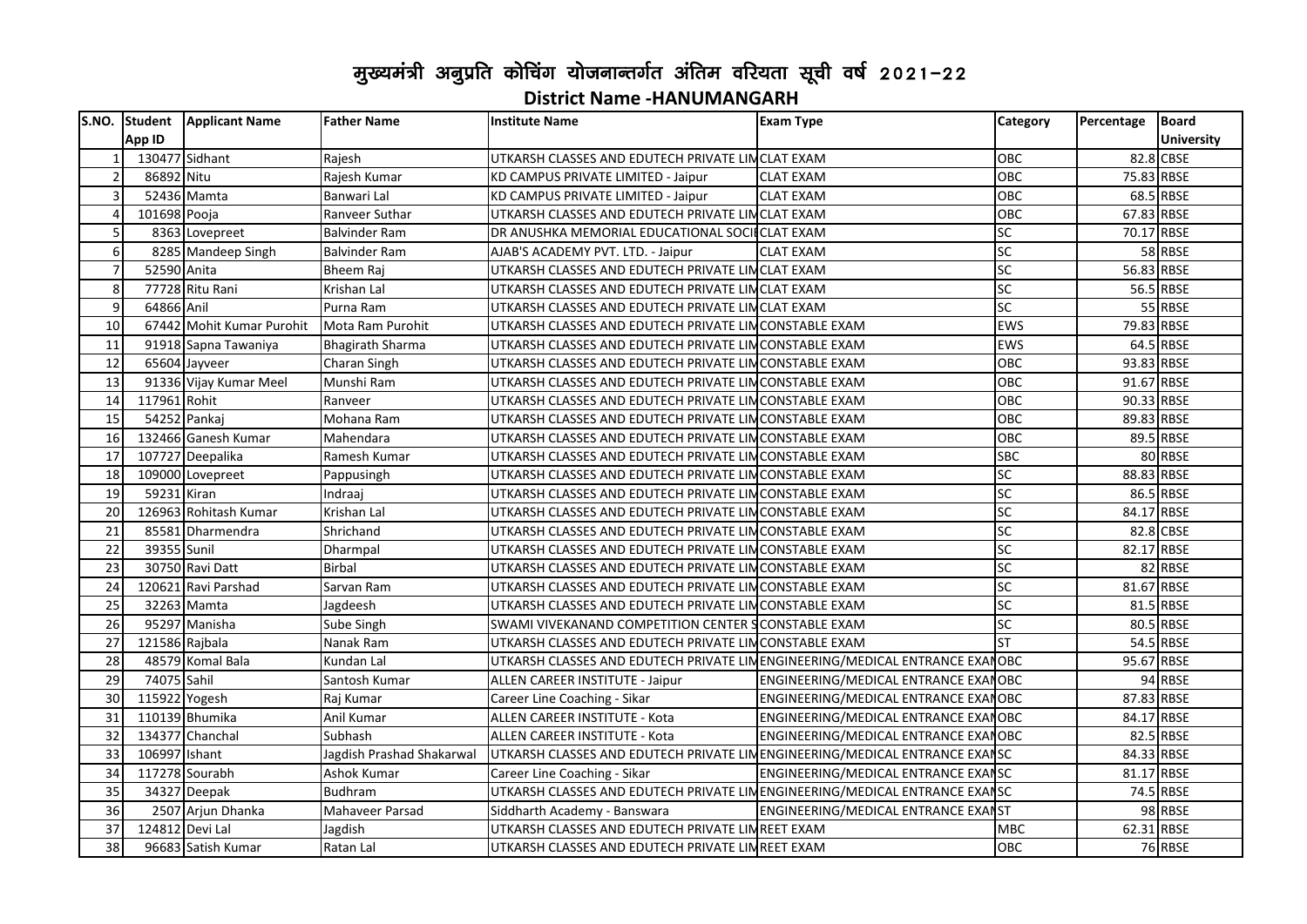# मुख्यमंत्री अनुप्रति कोचिंग योजनान्तर्गत अंतिम वरियता सूची वर्ष 2021-22

## District Name -HANUMANGARH

| S.NO. | Student App ID | Applicant Name | Father Name | Institute Name | Exam Type | Category | Percentage | Board University |
|---|---|---|---|---|---|---|---|---|
| 1 | 130477 | Sidhant | Rajesh | UTKARSH CLASSES AND EDUTECH PRIVATE LIM | CLAT EXAM | OBC | 82.8 | CBSE |
| 2 | 86892 | Nitu | Rajesh Kumar | KD CAMPUS PRIVATE LIMITED - Jaipur | CLAT EXAM | OBC | 75.83 | RBSE |
| 3 | 52436 | Mamta | Banwari Lal | KD CAMPUS PRIVATE LIMITED - Jaipur | CLAT EXAM | OBC | 68.5 | RBSE |
| 4 | 101698 | Pooja | Ranveer Suthar | UTKARSH CLASSES AND EDUTECH PRIVATE LIM | CLAT EXAM | OBC | 67.83 | RBSE |
| 5 | 8363 | Lovepreet | Balvinder Ram | DR ANUSHKA MEMORIAL EDUCATIONAL SOCI | CLAT EXAM | SC | 70.17 | RBSE |
| 6 | 8285 | Mandeep Singh | Balvinder Ram | AJAB'S ACADEMY PVT. LTD. - Jaipur | CLAT EXAM | SC | 58 | RBSE |
| 7 | 52590 | Anita | Bheem Raj | UTKARSH CLASSES AND EDUTECH PRIVATE LIM | CLAT EXAM | SC | 56.83 | RBSE |
| 8 | 77728 | Ritu Rani | Krishan Lal | UTKARSH CLASSES AND EDUTECH PRIVATE LIM | CLAT EXAM | SC | 56.5 | RBSE |
| 9 | 64866 | Anil | Purna Ram | UTKARSH CLASSES AND EDUTECH PRIVATE LIM | CLAT EXAM | SC | 55 | RBSE |
| 10 | 67442 | Mohit Kumar Purohit | Mota Ram Purohit | UTKARSH CLASSES AND EDUTECH PRIVATE LIM | CONSTABLE EXAM | EWS | 79.83 | RBSE |
| 11 | 91918 | Sapna Tawaniya | Bhagirath Sharma | UTKARSH CLASSES AND EDUTECH PRIVATE LIM | CONSTABLE EXAM | EWS | 64.5 | RBSE |
| 12 | 65604 | Jayveer | Charan Singh | UTKARSH CLASSES AND EDUTECH PRIVATE LIM | CONSTABLE EXAM | OBC | 93.83 | RBSE |
| 13 | 91336 | Vijay Kumar Meel | Munshi Ram | UTKARSH CLASSES AND EDUTECH PRIVATE LIM | CONSTABLE EXAM | OBC | 91.67 | RBSE |
| 14 | 117961 | Rohit | Ranveer | UTKARSH CLASSES AND EDUTECH PRIVATE LIM | CONSTABLE EXAM | OBC | 90.33 | RBSE |
| 15 | 54252 | Pankaj | Mohana Ram | UTKARSH CLASSES AND EDUTECH PRIVATE LIM | CONSTABLE EXAM | OBC | 89.83 | RBSE |
| 16 | 132466 | Ganesh Kumar | Mahendara | UTKARSH CLASSES AND EDUTECH PRIVATE LIM | CONSTABLE EXAM | OBC | 89.5 | RBSE |
| 17 | 107727 | Deepalika | Ramesh Kumar | UTKARSH CLASSES AND EDUTECH PRIVATE LIM | CONSTABLE EXAM | SBC | 80 | RBSE |
| 18 | 109000 | Lovepreet | Pappusingh | UTKARSH CLASSES AND EDUTECH PRIVATE LIM | CONSTABLE EXAM | SC | 88.83 | RBSE |
| 19 | 59231 | Kiran | Indraaj | UTKARSH CLASSES AND EDUTECH PRIVATE LIM | CONSTABLE EXAM | SC | 86.5 | RBSE |
| 20 | 126963 | Rohitash Kumar | Krishan Lal | UTKARSH CLASSES AND EDUTECH PRIVATE LIM | CONSTABLE EXAM | SC | 84.17 | RBSE |
| 21 | 85581 | Dharmendra | Shrichand | UTKARSH CLASSES AND EDUTECH PRIVATE LIM | CONSTABLE EXAM | SC | 82.8 | CBSE |
| 22 | 39355 | Sunil | Dharmpal | UTKARSH CLASSES AND EDUTECH PRIVATE LIM | CONSTABLE EXAM | SC | 82.17 | RBSE |
| 23 | 30750 | Ravi Datt | Birbal | UTKARSH CLASSES AND EDUTECH PRIVATE LIM | CONSTABLE EXAM | SC | 82 | RBSE |
| 24 | 120621 | Ravi Parshad | Sarvan Ram | UTKARSH CLASSES AND EDUTECH PRIVATE LIM | CONSTABLE EXAM | SC | 81.67 | RBSE |
| 25 | 32263 | Mamta | Jagdeesh | UTKARSH CLASSES AND EDUTECH PRIVATE LIM | CONSTABLE EXAM | SC | 81.5 | RBSE |
| 26 | 95297 | Manisha | Sube Singh | SWAMI VIVEKANAND COMPETITION CENTER S | CONSTABLE EXAM | SC | 80.5 | RBSE |
| 27 | 121586 | Rajbala | Nanak Ram | UTKARSH CLASSES AND EDUTECH PRIVATE LIM | CONSTABLE EXAM | ST | 54.5 | RBSE |
| 28 | 48579 | Komal Bala | Kundan Lal | UTKARSH CLASSES AND EDUTECH PRIVATE LIM | ENGINEERING/MEDICAL ENTRANCE EXAM | OBC | 95.67 | RBSE |
| 29 | 74075 | Sahil | Santosh Kumar | ALLEN CAREER INSTITUTE - Jaipur | ENGINEERING/MEDICAL ENTRANCE EXAM | OBC | 94 | RBSE |
| 30 | 115922 | Yogesh | Raj Kumar | Career Line Coaching - Sikar | ENGINEERING/MEDICAL ENTRANCE EXAM | OBC | 87.83 | RBSE |
| 31 | 110139 | Bhumika | Anil Kumar | ALLEN CAREER INSTITUTE - Kota | ENGINEERING/MEDICAL ENTRANCE EXAM | OBC | 84.17 | RBSE |
| 32 | 134377 | Chanchal | Subhash | ALLEN CAREER INSTITUTE - Kota | ENGINEERING/MEDICAL ENTRANCE EXAM | OBC | 82.5 | RBSE |
| 33 | 106997 | Ishant | Jagdish Prashad Shakarwal | UTKARSH CLASSES AND EDUTECH PRIVATE LIM | ENGINEERING/MEDICAL ENTRANCE EXAM | SC | 84.33 | RBSE |
| 34 | 117278 | Sourabh | Ashok Kumar | Career Line Coaching - Sikar | ENGINEERING/MEDICAL ENTRANCE EXAM | SC | 81.17 | RBSE |
| 35 | 34327 | Deepak | Budhram | UTKARSH CLASSES AND EDUTECH PRIVATE LIM | ENGINEERING/MEDICAL ENTRANCE EXAM | SC | 74.5 | RBSE |
| 36 | 2507 | Arjun Dhanka | Mahaveer Parsad | Siddharth Academy - Banswara | ENGINEERING/MEDICAL ENTRANCE EXAM | ST | 98 | RBSE |
| 37 | 124812 | Devi Lal | Jagdish | UTKARSH CLASSES AND EDUTECH PRIVATE LIM | REET EXAM | MBC | 62.31 | RBSE |
| 38 | 96683 | Satish Kumar | Ratan Lal | UTKARSH CLASSES AND EDUTECH PRIVATE LIM | REET EXAM | OBC | 76 | RBSE |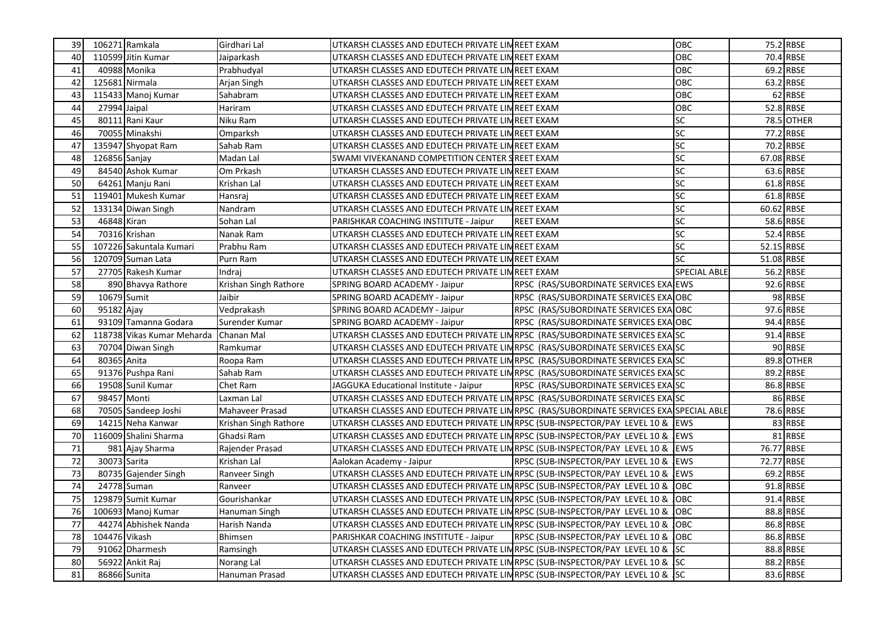| | | | | | | | | |
|---|---|---|---|---|---|---|---|---|
| 39 | 106271 | Ramkala | Girdhari Lal | UTKARSH CLASSES AND EDUTECH PRIVATE LIM | REET EXAM | OBC | 75.2 | RBSE |
| 40 | 110599 | Jitin Kumar | Jaiparkash | UTKARSH CLASSES AND EDUTECH PRIVATE LIM | REET EXAM | OBC | 70.4 | RBSE |
| 41 | 40988 | Monika | Prabhudyal | UTKARSH CLASSES AND EDUTECH PRIVATE LIM | REET EXAM | OBC | 69.2 | RBSE |
| 42 | 125681 | Nirmala | Arjan Singh | UTKARSH CLASSES AND EDUTECH PRIVATE LIM | REET EXAM | OBC | 63.2 | RBSE |
| 43 | 115433 | Manoj Kumar | Sahabram | UTKARSH CLASSES AND EDUTECH PRIVATE LIM | REET EXAM | OBC | 62 | RBSE |
| 44 | 27994 | Jaipal | Hariram | UTKARSH CLASSES AND EDUTECH PRIVATE LIM | REET EXAM | OBC | 52.8 | RBSE |
| 45 | 80111 | Rani Kaur | Niku Ram | UTKARSH CLASSES AND EDUTECH PRIVATE LIM | REET EXAM | SC | 78.5 | OTHER |
| 46 | 70055 | Minakshi | Omparksh | UTKARSH CLASSES AND EDUTECH PRIVATE LIM | REET EXAM | SC | 77.2 | RBSE |
| 47 | 135947 | Shyopat Ram | Sahab Ram | UTKARSH CLASSES AND EDUTECH PRIVATE LIM | REET EXAM | SC | 70.2 | RBSE |
| 48 | 126856 | Sanjay | Madan Lal | SWAMI VIVEKANAND COMPETITION CENTER S | REET EXAM | SC | 67.08 | RBSE |
| 49 | 84540 | Ashok Kumar | Om Prkash | UTKARSH CLASSES AND EDUTECH PRIVATE LIM | REET EXAM | SC | 63.6 | RBSE |
| 50 | 64261 | Manju Rani | Krishan Lal | UTKARSH CLASSES AND EDUTECH PRIVATE LIM | REET EXAM | SC | 61.8 | RBSE |
| 51 | 119401 | Mukesh Kumar | Hansraj | UTKARSH CLASSES AND EDUTECH PRIVATE LIM | REET EXAM | SC | 61.8 | RBSE |
| 52 | 133134 | Diwan Singh | Nandram | UTKARSH CLASSES AND EDUTECH PRIVATE LIM | REET EXAM | SC | 60.62 | RBSE |
| 53 | 46848 | Kiran | Sohan Lal | PARISHKAR COACHING INSTITUTE - Jaipur | REET EXAM | SC | 58.6 | RBSE |
| 54 | 70316 | Krishan | Nanak Ram | UTKARSH CLASSES AND EDUTECH PRIVATE LIM | REET EXAM | SC | 52.4 | RBSE |
| 55 | 107226 | Sakuntala Kumari | Prabhu Ram | UTKARSH CLASSES AND EDUTECH PRIVATE LIM | REET EXAM | SC | 52.15 | RBSE |
| 56 | 120709 | Suman Lata | Purn Ram | UTKARSH CLASSES AND EDUTECH PRIVATE LIM | REET EXAM | SC | 51.08 | RBSE |
| 57 | 27705 | Rakesh Kumar | Indraj | UTKARSH CLASSES AND EDUTECH PRIVATE LIM | REET EXAM | SPECIAL ABLE | 56.2 | RBSE |
| 58 | 890 | Bhavya Rathore | Krishan Singh Rathore | SPRING BOARD ACADEMY - Jaipur | RPSC (RAS/SUBORDINATE SERVICES EXA | EWS | 92.6 | RBSE |
| 59 | 10679 | Sumit | Jaibir | SPRING BOARD ACADEMY - Jaipur | RPSC (RAS/SUBORDINATE SERVICES EXA | OBC | 98 | RBSE |
| 60 | 95182 | Ajay | Vedprakash | SPRING BOARD ACADEMY - Jaipur | RPSC (RAS/SUBORDINATE SERVICES EXA | OBC | 97.6 | RBSE |
| 61 | 93109 | Tamanna Godara | Surender Kumar | SPRING BOARD ACADEMY - Jaipur | RPSC (RAS/SUBORDINATE SERVICES EXA | OBC | 94.4 | RBSE |
| 62 | 118738 | Vikas Kumar Meharda | Chanan Mal | UTKARSH CLASSES AND EDUTECH PRIVATE LIM | RPSC (RAS/SUBORDINATE SERVICES EXA | SC | 91.4 | RBSE |
| 63 | 70704 | Diwan Singh | Ramkumar | UTKARSH CLASSES AND EDUTECH PRIVATE LIM | RPSC (RAS/SUBORDINATE SERVICES EXA | SC | 90 | RBSE |
| 64 | 80365 | Anita | Roopa Ram | UTKARSH CLASSES AND EDUTECH PRIVATE LIM | RPSC (RAS/SUBORDINATE SERVICES EXA | SC | 89.8 | OTHER |
| 65 | 91376 | Pushpa Rani | Sahab Ram | UTKARSH CLASSES AND EDUTECH PRIVATE LIM | RPSC (RAS/SUBORDINATE SERVICES EXA | SC | 89.2 | RBSE |
| 66 | 19508 | Sunil Kumar | Chet Ram | JAGGUKA Educational Institute - Jaipur | RPSC (RAS/SUBORDINATE SERVICES EXA | SC | 86.8 | RBSE |
| 67 | 98457 | Monti | Laxman Lal | UTKARSH CLASSES AND EDUTECH PRIVATE LIM | RPSC (RAS/SUBORDINATE SERVICES EXA | SC | 86 | RBSE |
| 68 | 70505 | Sandeep Joshi | Mahaveer Prasad | UTKARSH CLASSES AND EDUTECH PRIVATE LIM | RPSC (RAS/SUBORDINATE SERVICES EXA | SPECIAL ABLE | 78.6 | RBSE |
| 69 | 14215 | Neha Kanwar | Krishan Singh Rathore | UTKARSH CLASSES AND EDUTECH PRIVATE LIM | RPSC (SUB-INSPECTOR/PAY LEVEL 10 & | EWS | 83 | RBSE |
| 70 | 116009 | Shalini Sharma | Ghadsi Ram | UTKARSH CLASSES AND EDUTECH PRIVATE LIM | RPSC (SUB-INSPECTOR/PAY LEVEL 10 & | EWS | 81 | RBSE |
| 71 | 981 | Ajay Sharma | Rajender Prasad | UTKARSH CLASSES AND EDUTECH PRIVATE LIM | RPSC (SUB-INSPECTOR/PAY LEVEL 10 & | EWS | 76.77 | RBSE |
| 72 | 30073 | Sarita | Krishan Lal | Aalokan Academy - Jaipur | RPSC (SUB-INSPECTOR/PAY LEVEL 10 & | EWS | 72.77 | RBSE |
| 73 | 80735 | Gajender Singh | Ranveer Singh | UTKARSH CLASSES AND EDUTECH PRIVATE LIM | RPSC (SUB-INSPECTOR/PAY LEVEL 10 & | EWS | 69.2 | RBSE |
| 74 | 24778 | Suman | Ranveer | UTKARSH CLASSES AND EDUTECH PRIVATE LIM | RPSC (SUB-INSPECTOR/PAY LEVEL 10 & | OBC | 91.8 | RBSE |
| 75 | 129879 | Sumit Kumar | Gourishankar | UTKARSH CLASSES AND EDUTECH PRIVATE LIM | RPSC (SUB-INSPECTOR/PAY LEVEL 10 & | OBC | 91.4 | RBSE |
| 76 | 100693 | Manoj Kumar | Hanuman Singh | UTKARSH CLASSES AND EDUTECH PRIVATE LIM | RPSC (SUB-INSPECTOR/PAY LEVEL 10 & | OBC | 88.8 | RBSE |
| 77 | 44274 | Abhishek Nanda | Harish Nanda | UTKARSH CLASSES AND EDUTECH PRIVATE LIM | RPSC (SUB-INSPECTOR/PAY LEVEL 10 & | OBC | 86.8 | RBSE |
| 78 | 104476 | Vikash | Bhimsen | PARISHKAR COACHING INSTITUTE - Jaipur | RPSC (SUB-INSPECTOR/PAY LEVEL 10 & | OBC | 86.8 | RBSE |
| 79 | 91062 | Dharmesh | Ramsingh | UTKARSH CLASSES AND EDUTECH PRIVATE LIM | RPSC (SUB-INSPECTOR/PAY LEVEL 10 & | SC | 88.8 | RBSE |
| 80 | 56922 | Ankit Raj | Norang Lal | UTKARSH CLASSES AND EDUTECH PRIVATE LIM | RPSC (SUB-INSPECTOR/PAY LEVEL 10 & | SC | 88.2 | RBSE |
| 81 | 86866 | Sunita | Hanuman Prasad | UTKARSH CLASSES AND EDUTECH PRIVATE LIM | RPSC (SUB-INSPECTOR/PAY LEVEL 10 & | SC | 83.6 | RBSE |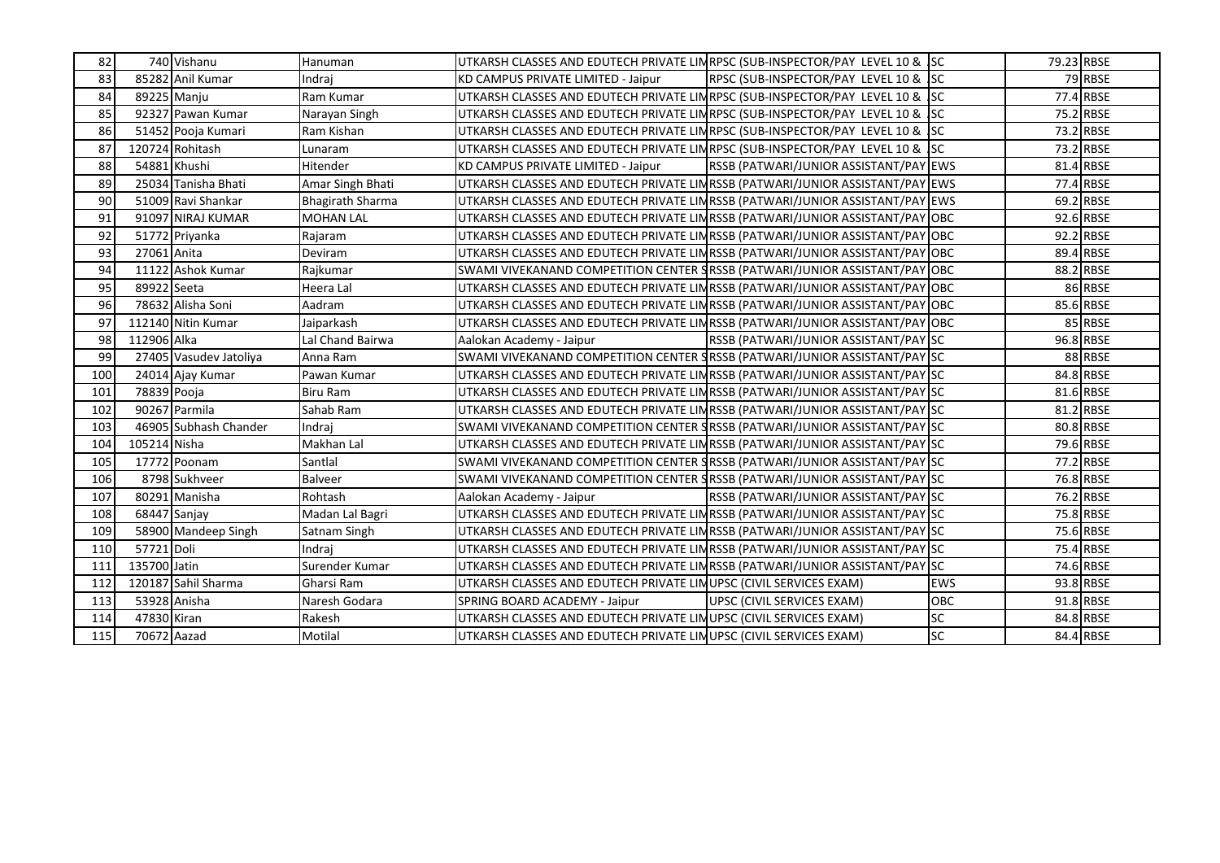| | | | | | | | | |
|---|---|---|---|---|---|---|---|---|
| 82 | 740 | Vishanu | Hanuman | UTKARSH CLASSES AND EDUTECH PRIVATE LIM | RPSC (SUB-INSPECTOR/PAY LEVEL 10 & | SC | 79.23 | RBSE |
| 83 | 85282 | Anil Kumar | Indraj | KD CAMPUS PRIVATE LIMITED - Jaipur | RPSC (SUB-INSPECTOR/PAY LEVEL 10 & | SC | 79 | RBSE |
| 84 | 89225 | Manju | Ram Kumar | UTKARSH CLASSES AND EDUTECH PRIVATE LIM | RPSC (SUB-INSPECTOR/PAY LEVEL 10 & | SC | 77.4 | RBSE |
| 85 | 92327 | Pawan Kumar | Narayan Singh | UTKARSH CLASSES AND EDUTECH PRIVATE LIM | RPSC (SUB-INSPECTOR/PAY LEVEL 10 & | SC | 75.2 | RBSE |
| 86 | 51452 | Pooja Kumari | Ram Kishan | UTKARSH CLASSES AND EDUTECH PRIVATE LIM | RPSC (SUB-INSPECTOR/PAY LEVEL 10 & | SC | 73.2 | RBSE |
| 87 | 120724 | Rohitash | Lunaram | UTKARSH CLASSES AND EDUTECH PRIVATE LIM | RPSC (SUB-INSPECTOR/PAY LEVEL 10 & | SC | 73.2 | RBSE |
| 88 | 54881 | Khushi | Hitender | KD CAMPUS PRIVATE LIMITED - Jaipur | RSSB (PATWARI/JUNIOR ASSISTANT/PAY | EWS | 81.4 | RBSE |
| 89 | 25034 | Tanisha Bhati | Amar Singh Bhati | UTKARSH CLASSES AND EDUTECH PRIVATE LIM | RSSB (PATWARI/JUNIOR ASSISTANT/PAY | EWS | 77.4 | RBSE |
| 90 | 51009 | Ravi Shankar | Bhagirath Sharma | UTKARSH CLASSES AND EDUTECH PRIVATE LIM | RSSB (PATWARI/JUNIOR ASSISTANT/PAY | EWS | 69.2 | RBSE |
| 91 | 91097 | NIRAJ KUMAR | MOHAN LAL | UTKARSH CLASSES AND EDUTECH PRIVATE LIM | RSSB (PATWARI/JUNIOR ASSISTANT/PAY | OBC | 92.6 | RBSE |
| 92 | 51772 | Priyanka | Rajaram | UTKARSH CLASSES AND EDUTECH PRIVATE LIM | RSSB (PATWARI/JUNIOR ASSISTANT/PAY | OBC | 92.2 | RBSE |
| 93 | 27061 | Anita | Deviram | UTKARSH CLASSES AND EDUTECH PRIVATE LIM | RSSB (PATWARI/JUNIOR ASSISTANT/PAY | OBC | 89.4 | RBSE |
| 94 | 11122 | Ashok Kumar | Rajkumar | SWAMI VIVEKANAND COMPETITION CENTER S | RSSB (PATWARI/JUNIOR ASSISTANT/PAY | OBC | 88.2 | RBSE |
| 95 | 89922 | Seeta | Heera Lal | UTKARSH CLASSES AND EDUTECH PRIVATE LIM | RSSB (PATWARI/JUNIOR ASSISTANT/PAY | OBC | 86 | RBSE |
| 96 | 78632 | Alisha Soni | Aadram | UTKARSH CLASSES AND EDUTECH PRIVATE LIM | RSSB (PATWARI/JUNIOR ASSISTANT/PAY | OBC | 85.6 | RBSE |
| 97 | 112140 | Nitin Kumar | Jaiparkash | UTKARSH CLASSES AND EDUTECH PRIVATE LIM | RSSB (PATWARI/JUNIOR ASSISTANT/PAY | OBC | 85 | RBSE |
| 98 | 112906 | Alka | Lal Chand Bairwa | Aalokan Academy - Jaipur | RSSB (PATWARI/JUNIOR ASSISTANT/PAY | SC | 96.8 | RBSE |
| 99 | 27405 | Vasudev Jatoliya | Anna Ram | SWAMI VIVEKANAND COMPETITION CENTER S | RSSB (PATWARI/JUNIOR ASSISTANT/PAY | SC | 88 | RBSE |
| 100 | 24014 | Ajay Kumar | Pawan Kumar | UTKARSH CLASSES AND EDUTECH PRIVATE LIM | RSSB (PATWARI/JUNIOR ASSISTANT/PAY | SC | 84.8 | RBSE |
| 101 | 78839 | Pooja | Biru Ram | UTKARSH CLASSES AND EDUTECH PRIVATE LIM | RSSB (PATWARI/JUNIOR ASSISTANT/PAY | SC | 81.6 | RBSE |
| 102 | 90267 | Parmila | Sahab Ram | UTKARSH CLASSES AND EDUTECH PRIVATE LIM | RSSB (PATWARI/JUNIOR ASSISTANT/PAY | SC | 81.2 | RBSE |
| 103 | 46905 | Subhash Chander | Indraj | SWAMI VIVEKANAND COMPETITION CENTER S | RSSB (PATWARI/JUNIOR ASSISTANT/PAY | SC | 80.8 | RBSE |
| 104 | 105214 | Nisha | Makhan Lal | UTKARSH CLASSES AND EDUTECH PRIVATE LIM | RSSB (PATWARI/JUNIOR ASSISTANT/PAY | SC | 79.6 | RBSE |
| 105 | 17772 | Poonam | Santlal | SWAMI VIVEKANAND COMPETITION CENTER S | RSSB (PATWARI/JUNIOR ASSISTANT/PAY | SC | 77.2 | RBSE |
| 106 | 8798 | Sukhveer | Balveer | SWAMI VIVEKANAND COMPETITION CENTER S | RSSB (PATWARI/JUNIOR ASSISTANT/PAY | SC | 76.8 | RBSE |
| 107 | 80291 | Manisha | Rohtash | Aalokan Academy - Jaipur | RSSB (PATWARI/JUNIOR ASSISTANT/PAY | SC | 76.2 | RBSE |
| 108 | 68447 | Sanjay | Madan Lal Bagri | UTKARSH CLASSES AND EDUTECH PRIVATE LIM | RSSB (PATWARI/JUNIOR ASSISTANT/PAY | SC | 75.8 | RBSE |
| 109 | 58900 | Mandeep Singh | Satnam Singh | UTKARSH CLASSES AND EDUTECH PRIVATE LIM | RSSB (PATWARI/JUNIOR ASSISTANT/PAY | SC | 75.6 | RBSE |
| 110 | 57721 | Doli | Indraj | UTKARSH CLASSES AND EDUTECH PRIVATE LIM | RSSB (PATWARI/JUNIOR ASSISTANT/PAY | SC | 75.4 | RBSE |
| 111 | 135700 | Jatin | Surender Kumar | UTKARSH CLASSES AND EDUTECH PRIVATE LIM | RSSB (PATWARI/JUNIOR ASSISTANT/PAY | SC | 74.6 | RBSE |
| 112 | 120187 | Sahil Sharma | Gharsi Ram | UTKARSH CLASSES AND EDUTECH PRIVATE LIM | UPSC (CIVIL SERVICES EXAM) | EWS | 93.8 | RBSE |
| 113 | 53928 | Anisha | Naresh Godara | SPRING BOARD ACADEMY - Jaipur | UPSC (CIVIL SERVICES EXAM) | OBC | 91.8 | RBSE |
| 114 | 47830 | Kiran | Rakesh | UTKARSH CLASSES AND EDUTECH PRIVATE LIM | UPSC (CIVIL SERVICES EXAM) | SC | 84.8 | RBSE |
| 115 | 70672 | Aazad | Motilal | UTKARSH CLASSES AND EDUTECH PRIVATE LIM | UPSC (CIVIL SERVICES EXAM) | SC | 84.4 | RBSE |